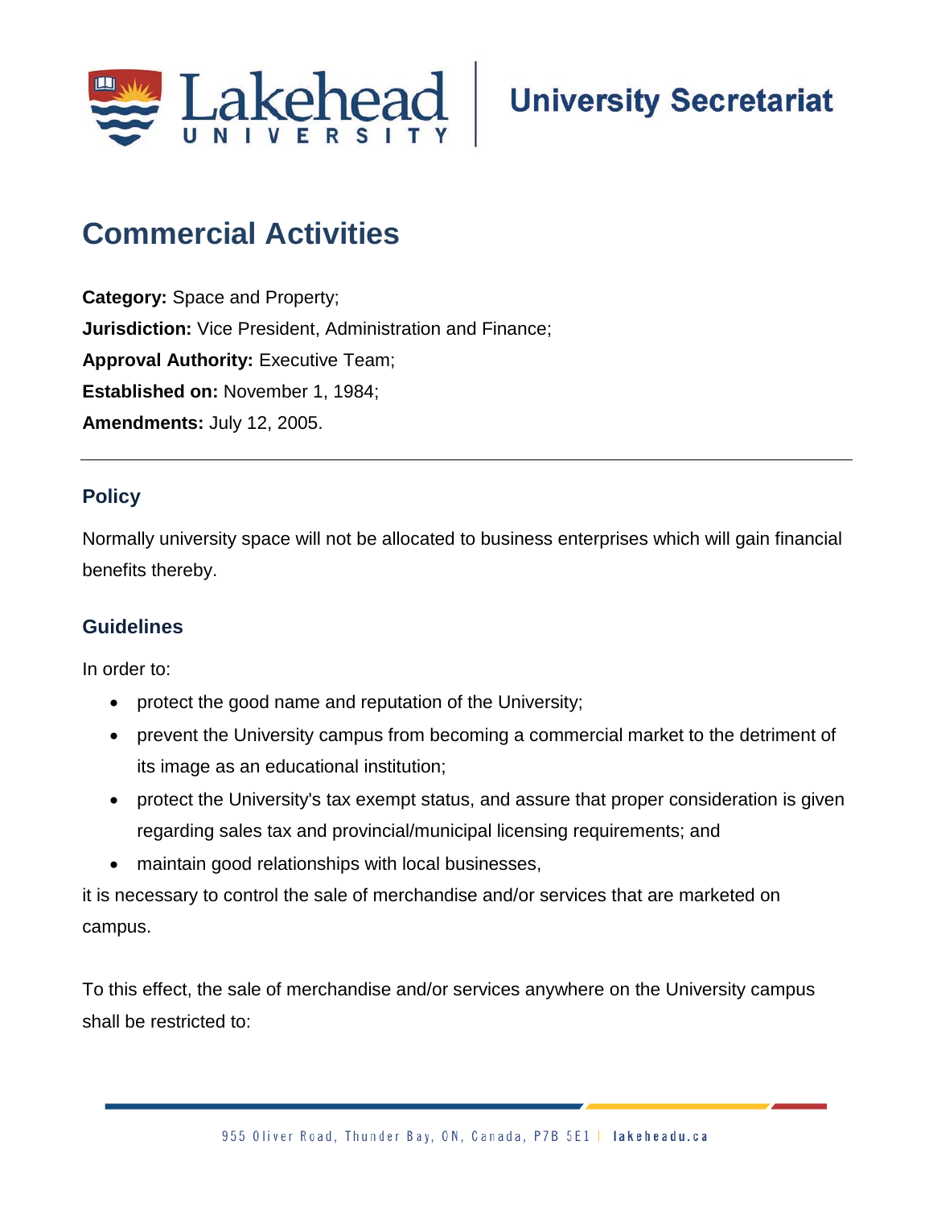University Secretariat

# Commercial Activities

**Category:** Space and Property;
**Jurisdiction:** Vice President, Administration and Finance;
**Approval Authority:** Executive Team;
**Established on:** November 1, 1984;
**Amendments:** July 12, 2005.

---

## Policy

Normally university space will not be allocated to business enterprises which will gain financial benefits thereby.

## Guidelines

In order to:

- protect the good name and reputation of the University;
- prevent the University campus from becoming a commercial market to the detriment of its image as an educational institution;
- protect the University's tax exempt status, and assure that proper consideration is given regarding sales tax and provincial/municipal licensing requirements; and
- maintain good relationships with local businesses,

it is necessary to control the sale of merchandise and/or services that are marketed on campus.

To this effect, the sale of merchandise and/or services anywhere on the University campus shall be restricted to: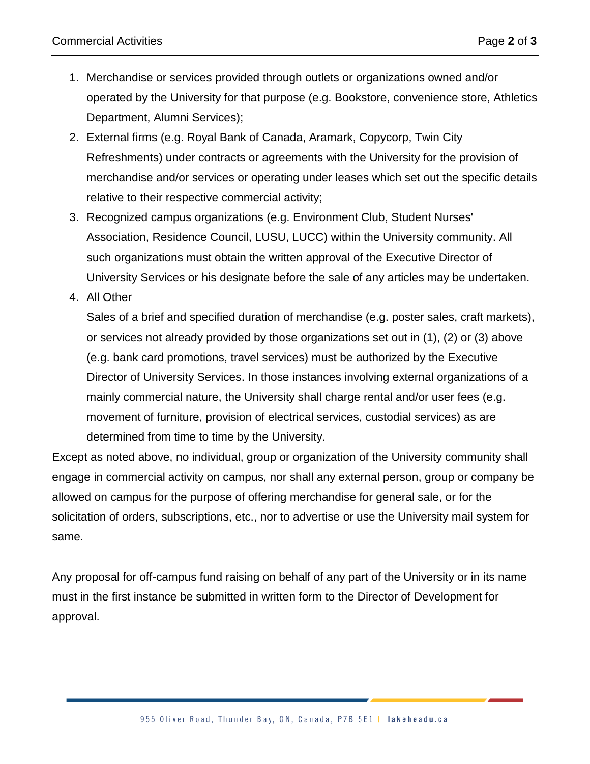1. Merchandise or services provided through outlets or organizations owned and/or operated by the University for that purpose (e.g. Bookstore, convenience store, Athletics Department, Alumni Services);
2. External firms (e.g. Royal Bank of Canada, Aramark, Copycorp, Twin City Refreshments) under contracts or agreements with the University for the provision of merchandise and/or services or operating under leases which set out the specific details relative to their respective commercial activity;
3. Recognized campus organizations (e.g. Environment Club, Student Nurses' Association, Residence Council, LUSU, LUCC) within the University community. All such organizations must obtain the written approval of the Executive Director of University Services or his designate before the sale of any articles may be undertaken.
4. All Other

   Sales of a brief and specified duration of merchandise (e.g. poster sales, craft markets), or services not already provided by those organizations set out in (1), (2) or (3) above (e.g. bank card promotions, travel services) must be authorized by the Executive Director of University Services. In those instances involving external organizations of a mainly commercial nature, the University shall charge rental and/or user fees (e.g. movement of furniture, provision of electrical services, custodial services) as are determined from time to time by the University.

Except as noted above, no individual, group or organization of the University community shall engage in commercial activity on campus, nor shall any external person, group or company be allowed on campus for the purpose of offering merchandise for general sale, or for the solicitation of orders, subscriptions, etc., nor to advertise or use the University mail system for same.

Any proposal for off-campus fund raising on behalf of any part of the University or in its name must in the first instance be submitted in written form to the Director of Development for approval.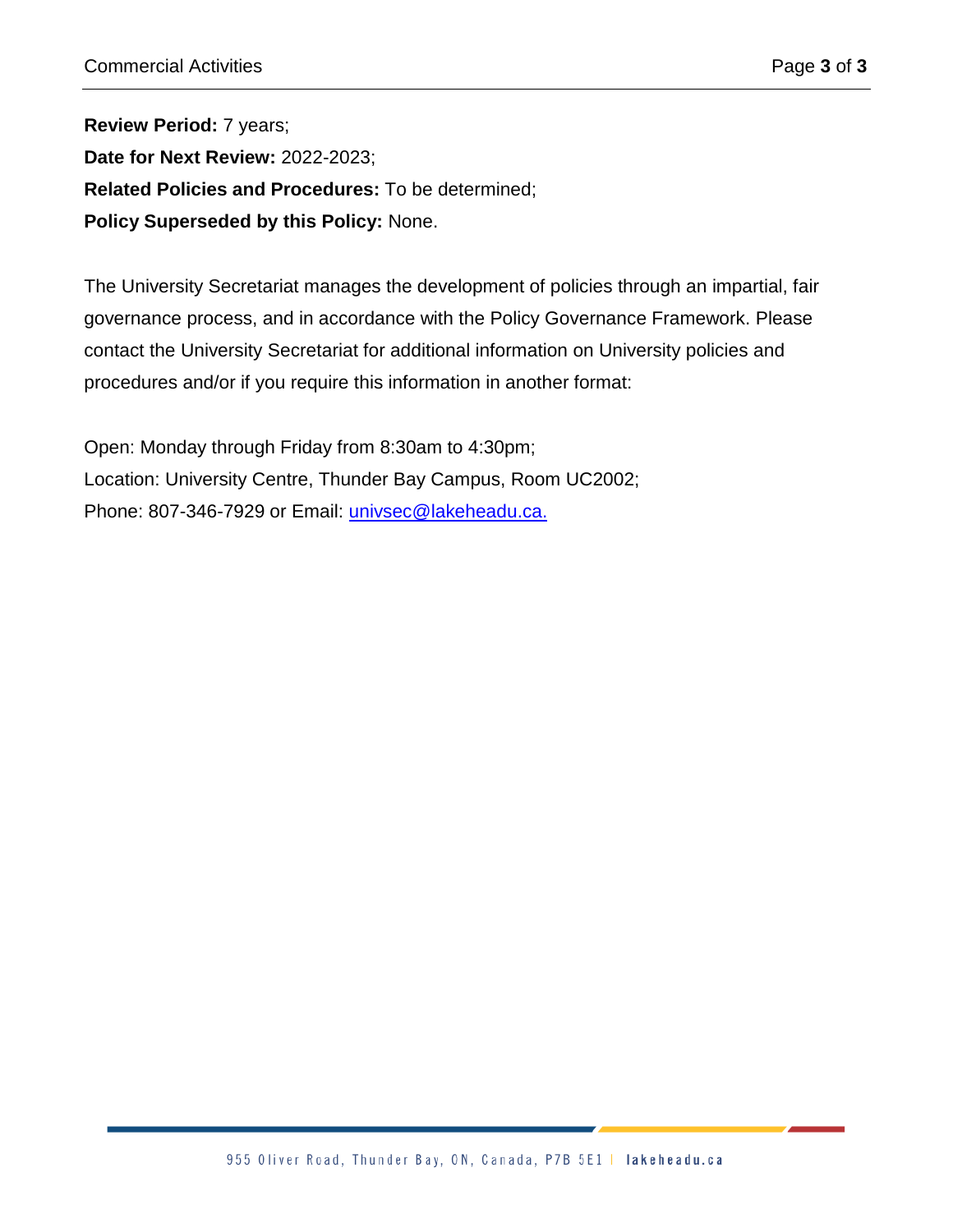**Review Period:** 7 years;
**Date for Next Review:** 2022-2023;
**Related Policies and Procedures:** To be determined;
**Policy Superseded by this Policy:** None.

The University Secretariat manages the development of policies through an impartial, fair governance process, and in accordance with the Policy Governance Framework. Please contact the University Secretariat for additional information on University policies and procedures and/or if you require this information in another format:

Open: Monday through Friday from 8:30am to 4:30pm;
Location: University Centre, Thunder Bay Campus, Room UC2002;
Phone: 807-346-7929 or Email: [univsec@lakeheadu.ca.](mailto:univsec@lakeheadu.ca)